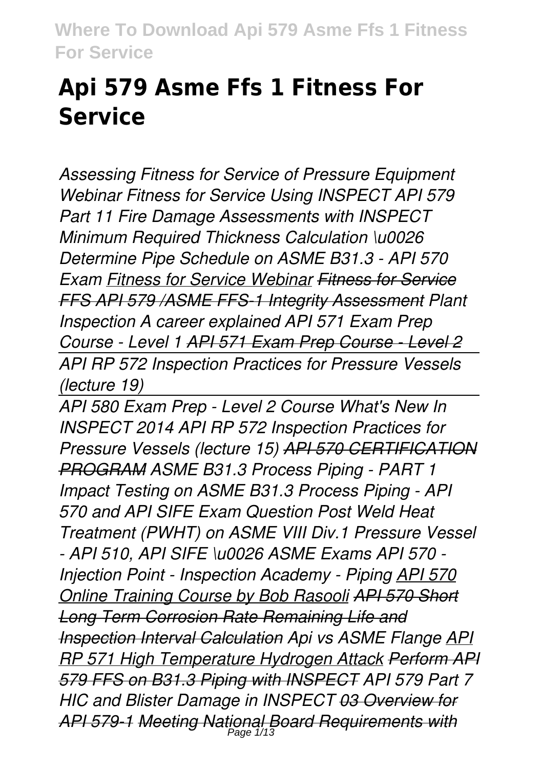# Api 579 Asme Ffs 1 Fitness For Service

*Assessing Fitness for Service of Pressure Equipment Webinar Fitness for Service Using INSPECT API 579 Part 11 Fire Damage Assessments with INSPECT Minimum Required Thickness Calculation \u0026 Determine Pipe Schedule on ASME B31.3 - API 570 Exam Fitness for Service Webinar Fitness for Service FFS API 579 /ASME FFS-1 Integrity Assessment Plant Inspection A career explained API 571 Exam Prep Course - Level 1 API 571 Exam Prep Course - Level 2*

*API RP 572 Inspection Practices for Pressure Vessels (lecture 19)*

*API 580 Exam Prep - Level 2 Course What's New In INSPECT 2014 API RP 572 Inspection Practices for Pressure Vessels (lecture 15) API 570 CERTIFICATION PROGRAM ASME B31.3 Process Piping - PART 1 Impact Testing on ASME B31.3 Process Piping - API 570 and API SIFE Exam Question Post Weld Heat Treatment (PWHT) on ASME VIII Div.1 Pressure Vessel - API 510, API SIFE \u0026 ASME Exams API 570 - Injection Point - Inspection Academy - Piping API 570 Online Training Course by Bob Rasooli API 570 Short Long Term Corrosion Rate Remaining Life and Inspection Interval Calculation Api vs ASME Flange API RP 571 High Temperature Hydrogen Attack Perform API 579 FFS on B31.3 Piping with INSPECT API 579 Part 7 HIC and Blister Damage in INSPECT 03 Overview for API 579-1 Meeting National Board Requirements with*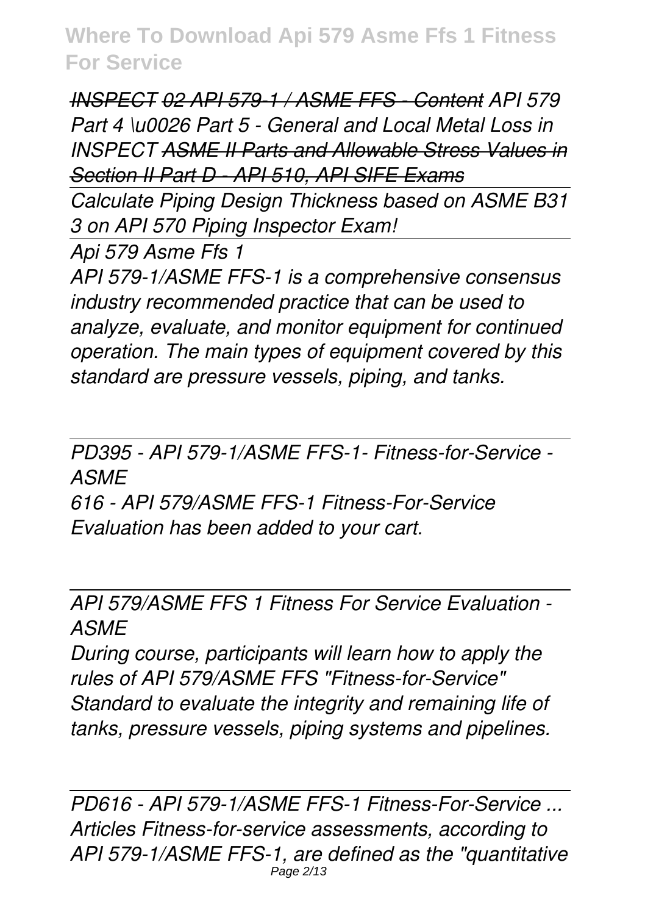~~*INSPECT 02 API 579-1 / ASME FFS - Content*~~ *API 579 Part 4 \u0026 Part 5 - General and Local Metal Loss in INSPECT* ~~*ASME II Parts and Allowable Stress Values in Section II Part D - API 510, API SIFE Exams*~~

*Calculate Piping Design Thickness based on ASME B31 3 on API 570 Piping Inspector Exam!*

*Api 579 Asme Ffs 1*

*API 579-1/ASME FFS-1 is a comprehensive consensus industry recommended practice that can be used to analyze, evaluate, and monitor equipment for continued operation. The main types of equipment covered by this standard are pressure vessels, piping, and tanks.*

*PD395 - API 579-1/ASME FFS-1- Fitness-for-Service - ASME*

*616 - API 579/ASME FFS-1 Fitness-For-Service Evaluation has been added to your cart.*

*API 579/ASME FFS 1 Fitness For Service Evaluation - ASME*

*During course, participants will learn how to apply the rules of API 579/ASME FFS "Fitness-for-Service" Standard to evaluate the integrity and remaining life of tanks, pressure vessels, piping systems and pipelines.*

*PD616 - API 579-1/ASME FFS-1 Fitness-For-Service ...*

*Articles Fitness-for-service assessments, according to API 579-1/ASME FFS-1, are defined as the "quantitative*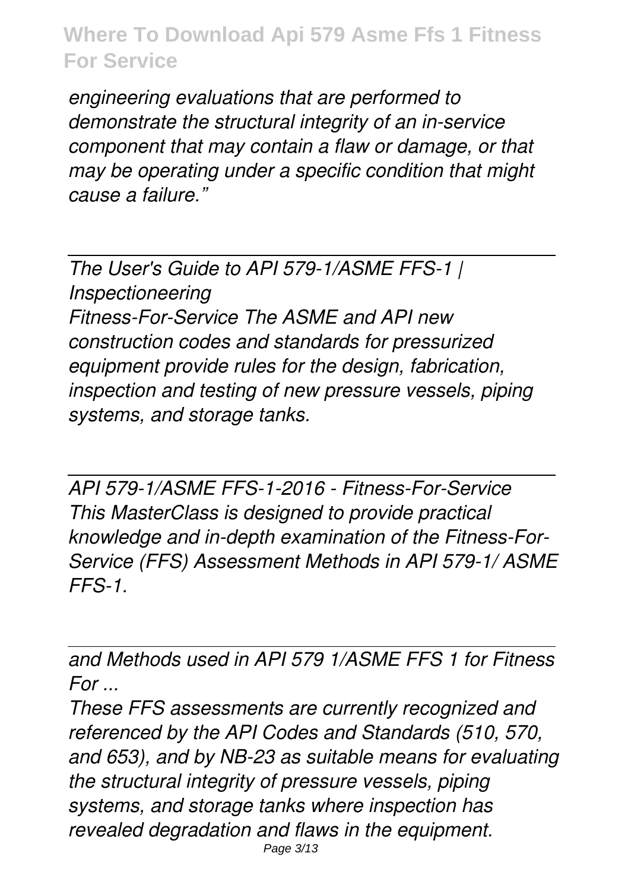*engineering evaluations that are performed to demonstrate the structural integrity of an in-service component that may contain a flaw or damage, or that may be operating under a specific condition that might cause a failure."*

---

*The User's Guide to API 579-1/ASME FFS-1 | Inspectioneering*

*Fitness-For-Service The ASME and API new construction codes and standards for pressurized equipment provide rules for the design, fabrication, inspection and testing of new pressure vessels, piping systems, and storage tanks.*

---

*API 579-1/ASME FFS-1-2016 - Fitness-For-Service*

*This MasterClass is designed to provide practical knowledge and in-depth examination of the Fitness-For-Service (FFS) Assessment Methods in API 579-1/ ASME FFS-1.*

---

*and Methods used in API 579 1/ASME FFS 1 for Fitness For ...*

*These FFS assessments are currently recognized and referenced by the API Codes and Standards (510, 570, and 653), and by NB-23 as suitable means for evaluating the structural integrity of pressure vessels, piping systems, and storage tanks where inspection has revealed degradation and flaws in the equipment.*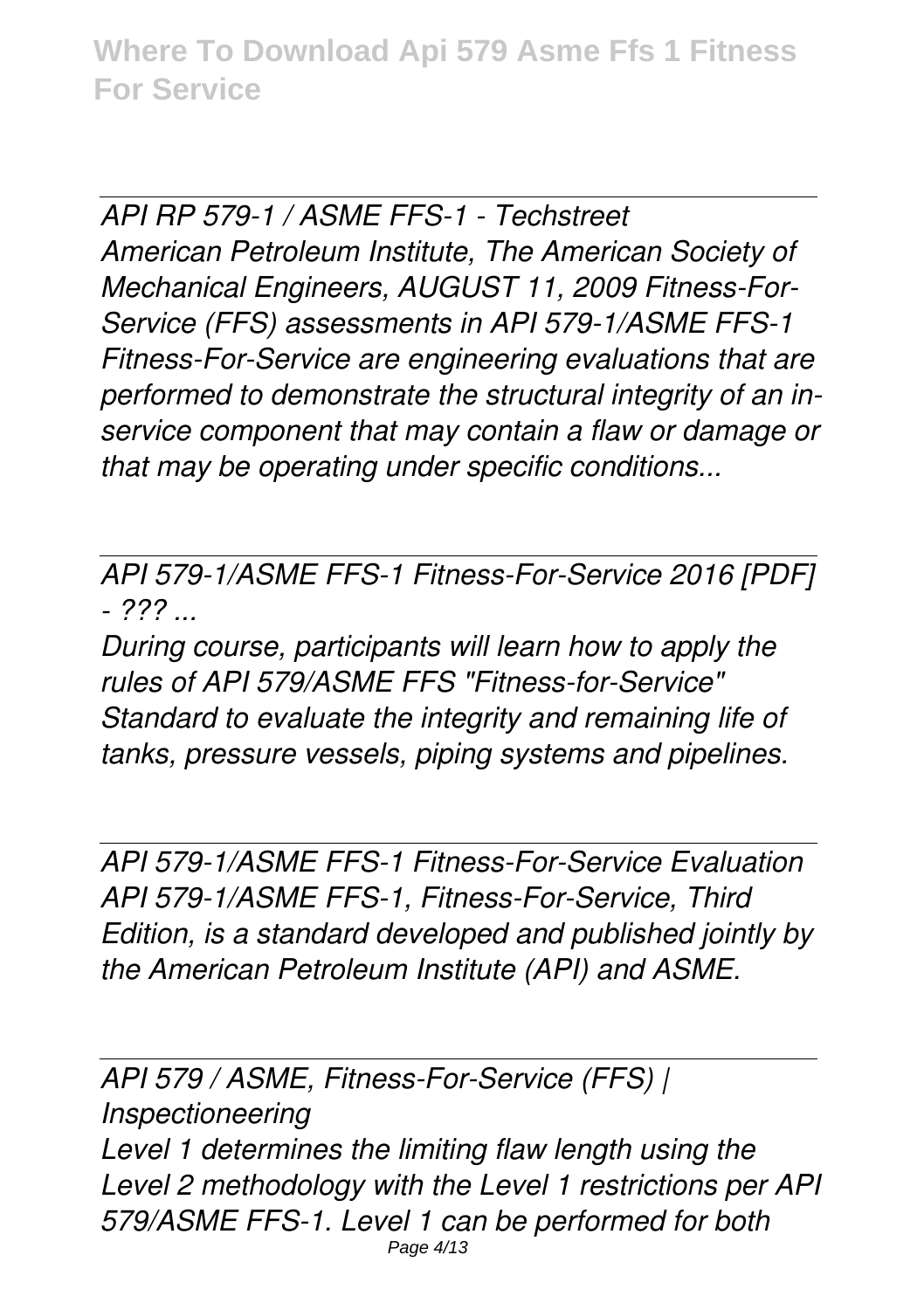*API RP 579-1 / ASME FFS-1 - Techstreet*
*American Petroleum Institute, The American Society of Mechanical Engineers, AUGUST 11, 2009 Fitness-For-Service (FFS) assessments in API 579-1/ASME FFS-1 Fitness-For-Service are engineering evaluations that are performed to demonstrate the structural integrity of an in-service component that may contain a flaw or damage or that may be operating under specific conditions...*

*API 579-1/ASME FFS-1 Fitness-For-Service 2016 [PDF] - ??? ...*
*During course, participants will learn how to apply the rules of API 579/ASME FFS "Fitness-for-Service" Standard to evaluate the integrity and remaining life of tanks, pressure vessels, piping systems and pipelines.*

*API 579-1/ASME FFS-1 Fitness-For-Service Evaluation*
*API 579-1/ASME FFS-1, Fitness-For-Service, Third Edition, is a standard developed and published jointly by the American Petroleum Institute (API) and ASME.*

*API 579 / ASME, Fitness-For-Service (FFS) | Inspectioneering*
*Level 1 determines the limiting flaw length using the Level 2 methodology with the Level 1 restrictions per API 579/ASME FFS-1. Level 1 can be performed for both*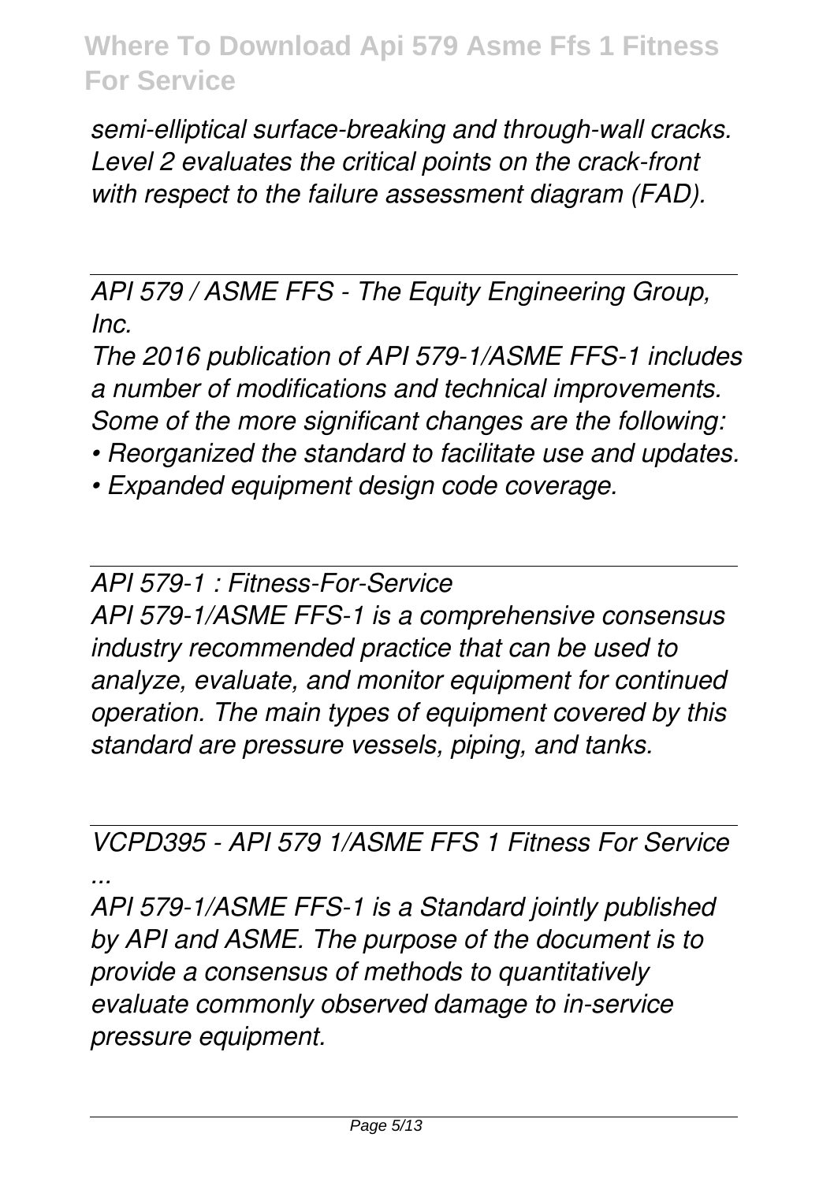*semi-elliptical surface-breaking and through-wall cracks. Level 2 evaluates the critical points on the crack-front with respect to the failure assessment diagram (FAD).*

*API 579 / ASME FFS - The Equity Engineering Group, Inc.*

*The 2016 publication of API 579-1/ASME FFS-1 includes a number of modifications and technical improvements. Some of the more significant changes are the following:*

- *Reorganized the standard to facilitate use and updates.*
- *Expanded equipment design code coverage.*

*API 579-1 : Fitness-For-Service*

*API 579-1/ASME FFS-1 is a comprehensive consensus industry recommended practice that can be used to analyze, evaluate, and monitor equipment for continued operation. The main types of equipment covered by this standard are pressure vessels, piping, and tanks.*

*VCPD395 - API 579 1/ASME FFS 1 Fitness For Service ...*

*API 579-1/ASME FFS-1 is a Standard jointly published by API and ASME. The purpose of the document is to provide a consensus of methods to quantitatively evaluate commonly observed damage to in-service pressure equipment.*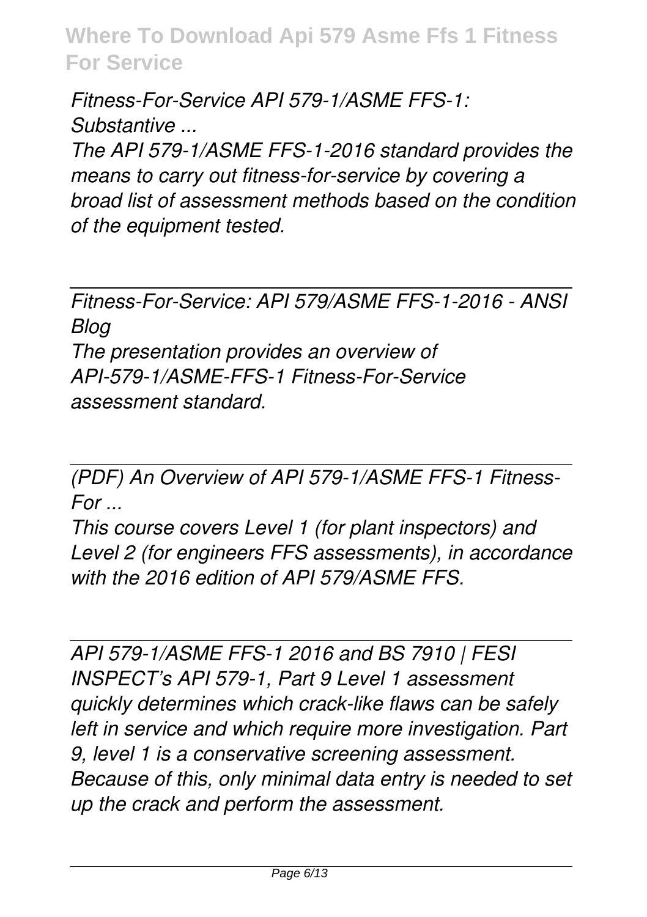*Fitness-For-Service API 579-1/ASME FFS-1: Substantive ...*

*The API 579-1/ASME FFS-1-2016 standard provides the means to carry out fitness-for-service by covering a broad list of assessment methods based on the condition of the equipment tested.*

---

*Fitness-For-Service: API 579/ASME FFS-1-2016 - ANSI Blog*

*The presentation provides an overview of API-579-1/ASME-FFS-1 Fitness-For-Service assessment standard.*

---

*(PDF) An Overview of API 579-1/ASME FFS-1 Fitness-For ...*

*This course covers Level 1 (for plant inspectors) and Level 2 (for engineers FFS assessments), in accordance with the 2016 edition of API 579/ASME FFS.*

---

*API 579-1/ASME FFS-1 2016 and BS 7910 | FESI*

*INSPECT's API 579-1, Part 9 Level 1 assessment quickly determines which crack-like flaws can be safely left in service and which require more investigation. Part 9, level 1 is a conservative screening assessment. Because of this, only minimal data entry is needed to set up the crack and perform the assessment.*

---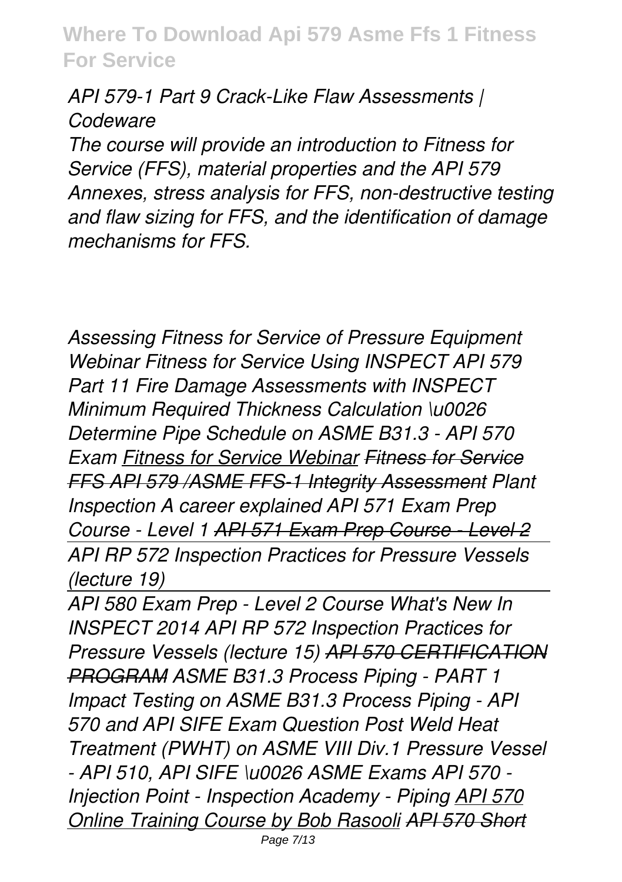*API 579-1 Part 9 Crack-Like Flaw Assessments | Codeware*

*The course will provide an introduction to Fitness for Service (FFS), material properties and the API 579 Annexes, stress analysis for FFS, non-destructive testing and flaw sizing for FFS, and the identification of damage mechanisms for FFS.*

*Assessing Fitness for Service of Pressure Equipment Webinar Fitness for Service Using INSPECT API 579 Part 11 Fire Damage Assessments with INSPECT Minimum Required Thickness Calculation \u0026 Determine Pipe Schedule on ASME B31.3 - API 570 Exam Fitness for Service Webinar Fitness for Service FFS API 579 /ASME FFS-1 Integrity Assessment Plant Inspection A career explained API 571 Exam Prep Course - Level 1 API 571 Exam Prep Course - Level 2 API RP 572 Inspection Practices for Pressure Vessels (lecture 19)*

*API 580 Exam Prep - Level 2 Course What's New In INSPECT 2014 API RP 572 Inspection Practices for Pressure Vessels (lecture 15) API 570 CERTIFICATION PROGRAM ASME B31.3 Process Piping - PART 1 Impact Testing on ASME B31.3 Process Piping - API 570 and API SIFE Exam Question Post Weld Heat Treatment (PWHT) on ASME VIII Div.1 Pressure Vessel - API 510, API SIFE \u0026 ASME Exams API 570 - Injection Point - Inspection Academy - Piping API 570 Online Training Course by Bob Rasooli API 570 Short*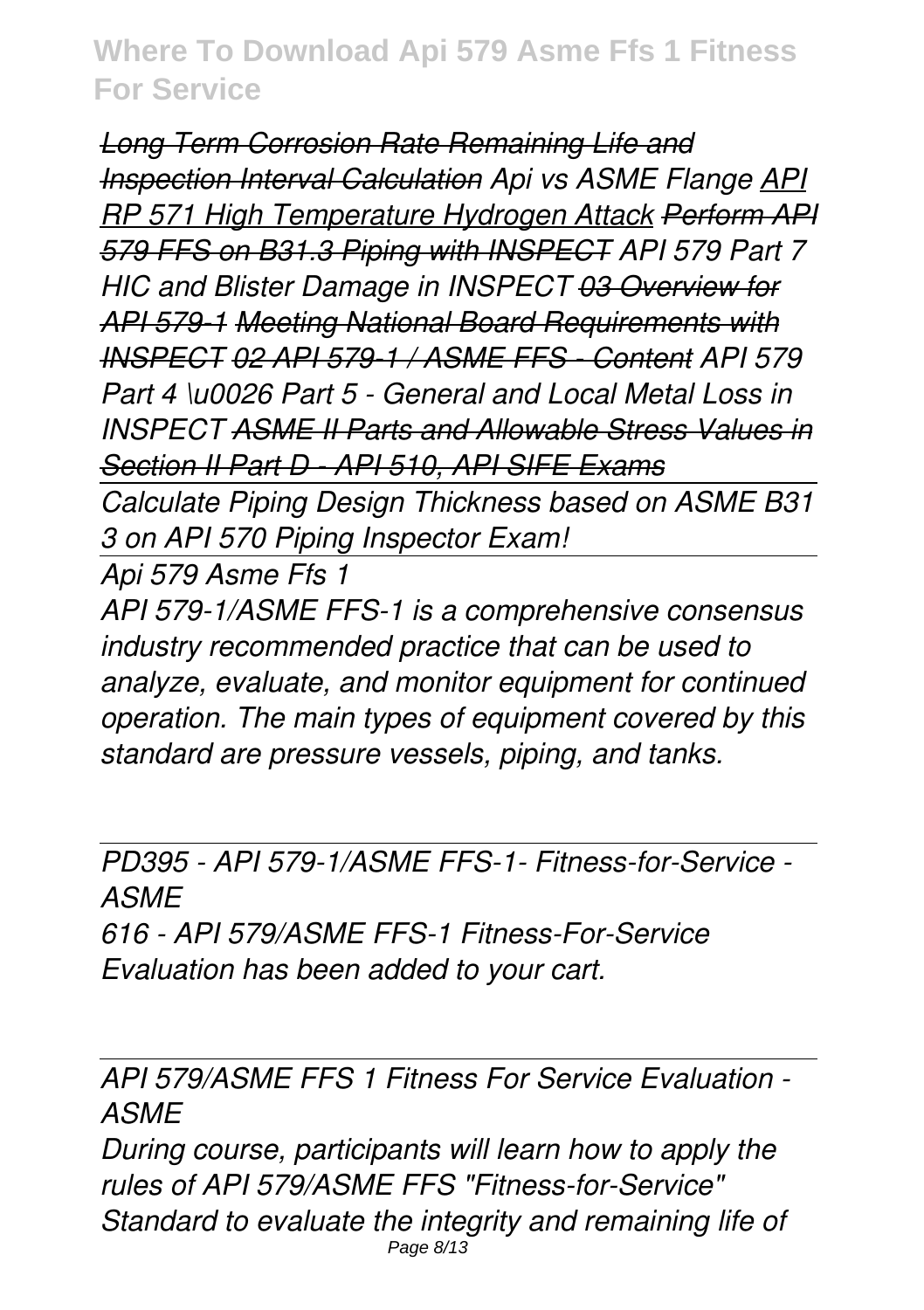*~~Long Term Corrosion Rate Remaining Life and Inspection Interval Calculation~~ Api vs ASME Flange API RP 571 High Temperature Hydrogen Attack ~~Perform API 579 FFS on B31.3 Piping with INSPECT~~ API 579 Part 7 HIC and Blister Damage in INSPECT ~~03 Overview for API 579-1~~ ~~Meeting National Board Requirements with INSPECT~~ ~~02 API 579-1 / ASME FFS - Content~~ API 579 Part 4 \u0026 Part 5 - General and Local Metal Loss in INSPECT ~~ASME II Parts and Allowable Stress Values in Section II Part D - API 510, API SIFE Exams~~*

*Calculate Piping Design Thickness based on ASME B31 3 on API 570 Piping Inspector Exam!*

---

*Api 579 Asme Ffs 1*

*API 579-1/ASME FFS-1 is a comprehensive consensus industry recommended practice that can be used to analyze, evaluate, and monitor equipment for continued operation. The main types of equipment covered by this standard are pressure vessels, piping, and tanks.*

---

*PD395 - API 579-1/ASME FFS-1- Fitness-for-Service - ASME*

*616 - API 579/ASME FFS-1 Fitness-For-Service Evaluation has been added to your cart.*

---

*API 579/ASME FFS 1 Fitness For Service Evaluation - ASME*

*During course, participants will learn how to apply the rules of API 579/ASME FFS "Fitness-for-Service" Standard to evaluate the integrity and remaining life of*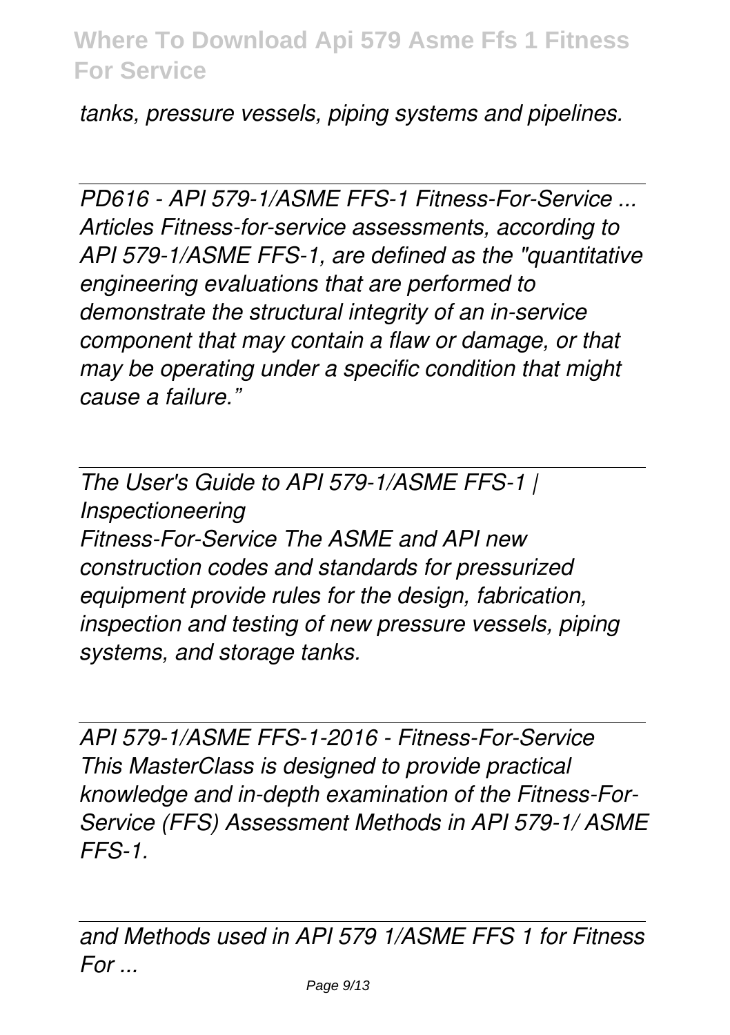*tanks, pressure vessels, piping systems and pipelines.*

*PD616 - API 579-1/ASME FFS-1 Fitness-For-Service ...*
*Articles Fitness-for-service assessments, according to API 579-1/ASME FFS-1, are defined as the "quantitative engineering evaluations that are performed to demonstrate the structural integrity of an in-service component that may contain a flaw or damage, or that may be operating under a specific condition that might cause a failure."*

*The User's Guide to API 579-1/ASME FFS-1 | Inspectioneering*
*Fitness-For-Service The ASME and API new construction codes and standards for pressurized equipment provide rules for the design, fabrication, inspection and testing of new pressure vessels, piping systems, and storage tanks.*

*API 579-1/ASME FFS-1-2016 - Fitness-For-Service*
*This MasterClass is designed to provide practical knowledge and in-depth examination of the Fitness-For-Service (FFS) Assessment Methods in API 579-1/ ASME FFS-1.*

*and Methods used in API 579 1/ASME FFS 1 for Fitness For ...*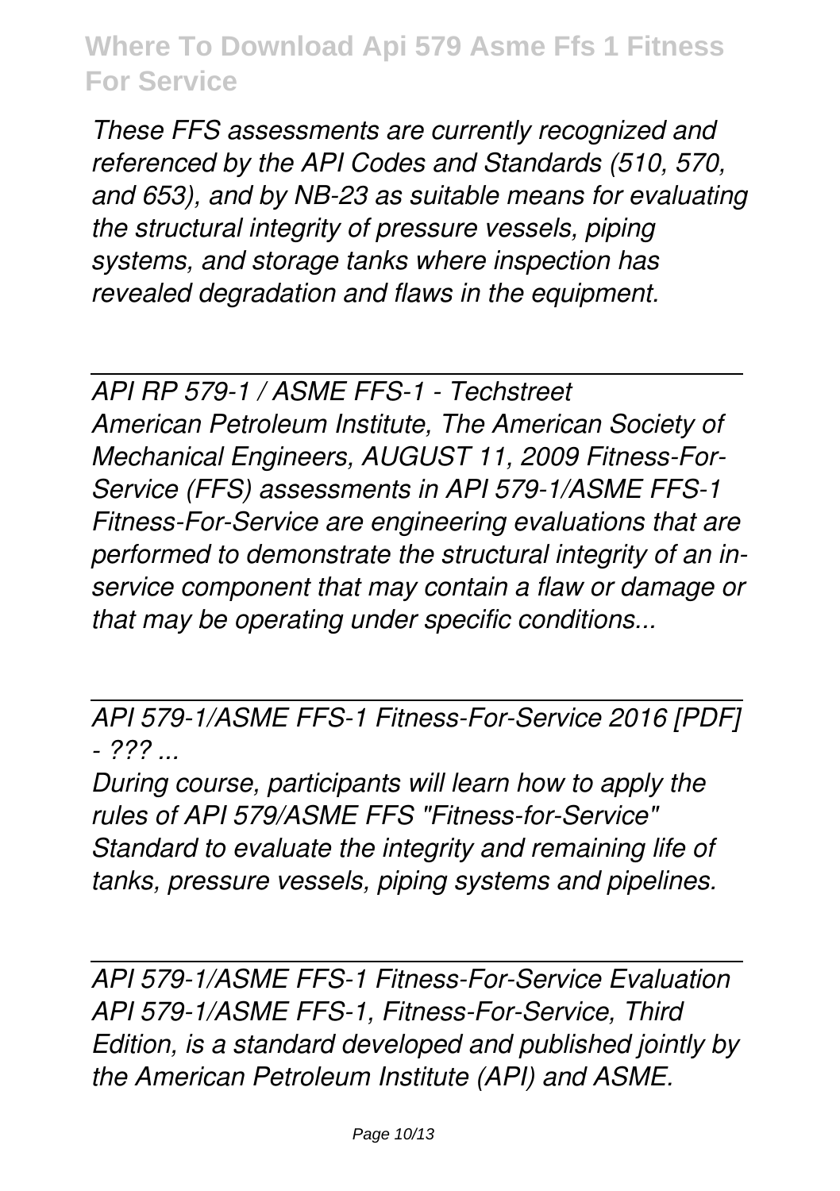*These FFS assessments are currently recognized and referenced by the API Codes and Standards (510, 570, and 653), and by NB-23 as suitable means for evaluating the structural integrity of pressure vessels, piping systems, and storage tanks where inspection has revealed degradation and flaws in the equipment.*

*API RP 579-1 / ASME FFS-1 - Techstreet*

*American Petroleum Institute, The American Society of Mechanical Engineers, AUGUST 11, 2009 Fitness-For-Service (FFS) assessments in API 579-1/ASME FFS-1 Fitness-For-Service are engineering evaluations that are performed to demonstrate the structural integrity of an in-service component that may contain a flaw or damage or that may be operating under specific conditions...*

*API 579-1/ASME FFS-1 Fitness-For-Service 2016 [PDF] - ??? ...*

*During course, participants will learn how to apply the rules of API 579/ASME FFS "Fitness-for-Service" Standard to evaluate the integrity and remaining life of tanks, pressure vessels, piping systems and pipelines.*

*API 579-1/ASME FFS-1 Fitness-For-Service Evaluation*

*API 579-1/ASME FFS-1, Fitness-For-Service, Third Edition, is a standard developed and published jointly by the American Petroleum Institute (API) and ASME.*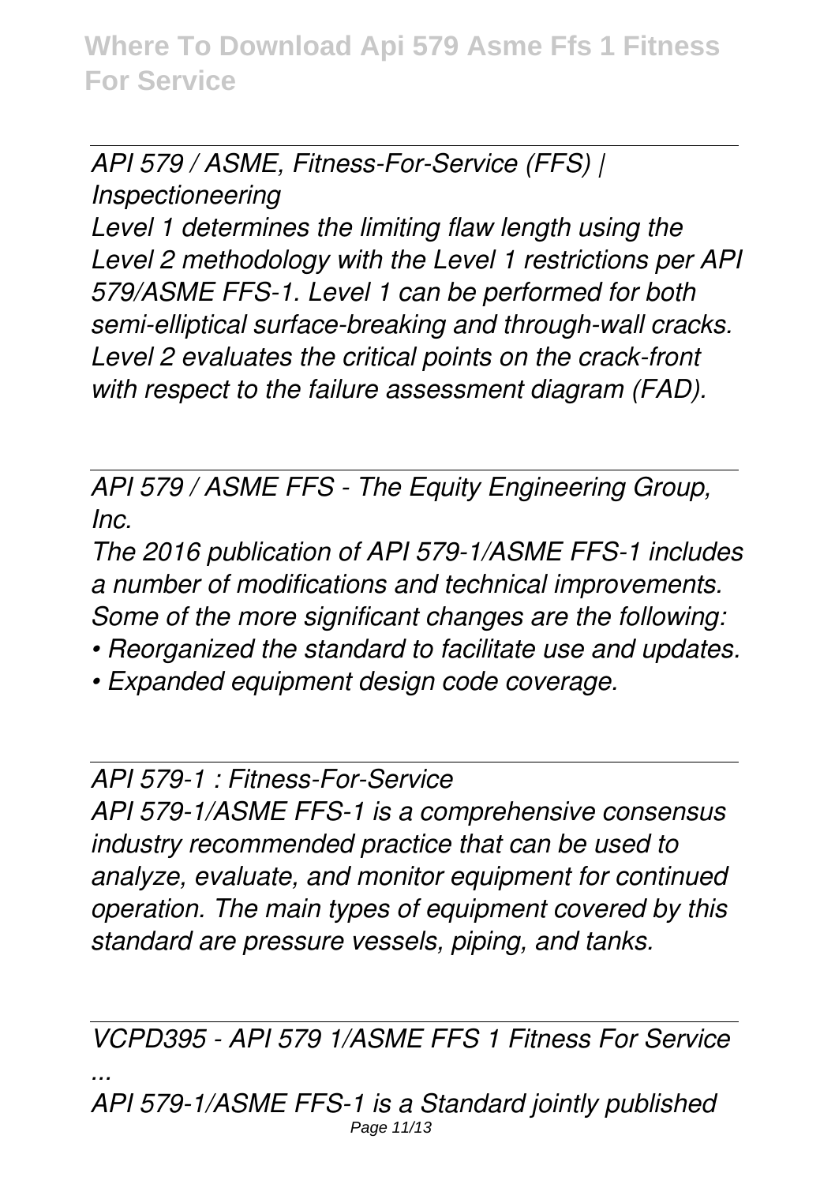*API 579 / ASME, Fitness-For-Service (FFS) | Inspectioneering*

*Level 1 determines the limiting flaw length using the Level 2 methodology with the Level 1 restrictions per API 579/ASME FFS-1. Level 1 can be performed for both semi-elliptical surface-breaking and through-wall cracks. Level 2 evaluates the critical points on the crack-front with respect to the failure assessment diagram (FAD).*

*API 579 / ASME FFS - The Equity Engineering Group, Inc.*

*The 2016 publication of API 579-1/ASME FFS-1 includes a number of modifications and technical improvements. Some of the more significant changes are the following:*

- *Reorganized the standard to facilitate use and updates.*
- *Expanded equipment design code coverage.*

*API 579-1 : Fitness-For-Service*

*API 579-1/ASME FFS-1 is a comprehensive consensus industry recommended practice that can be used to analyze, evaluate, and monitor equipment for continued operation. The main types of equipment covered by this standard are pressure vessels, piping, and tanks.*

*VCPD395 - API 579 1/ASME FFS 1 Fitness For Service ...*

*API 579-1/ASME FFS-1 is a Standard jointly published*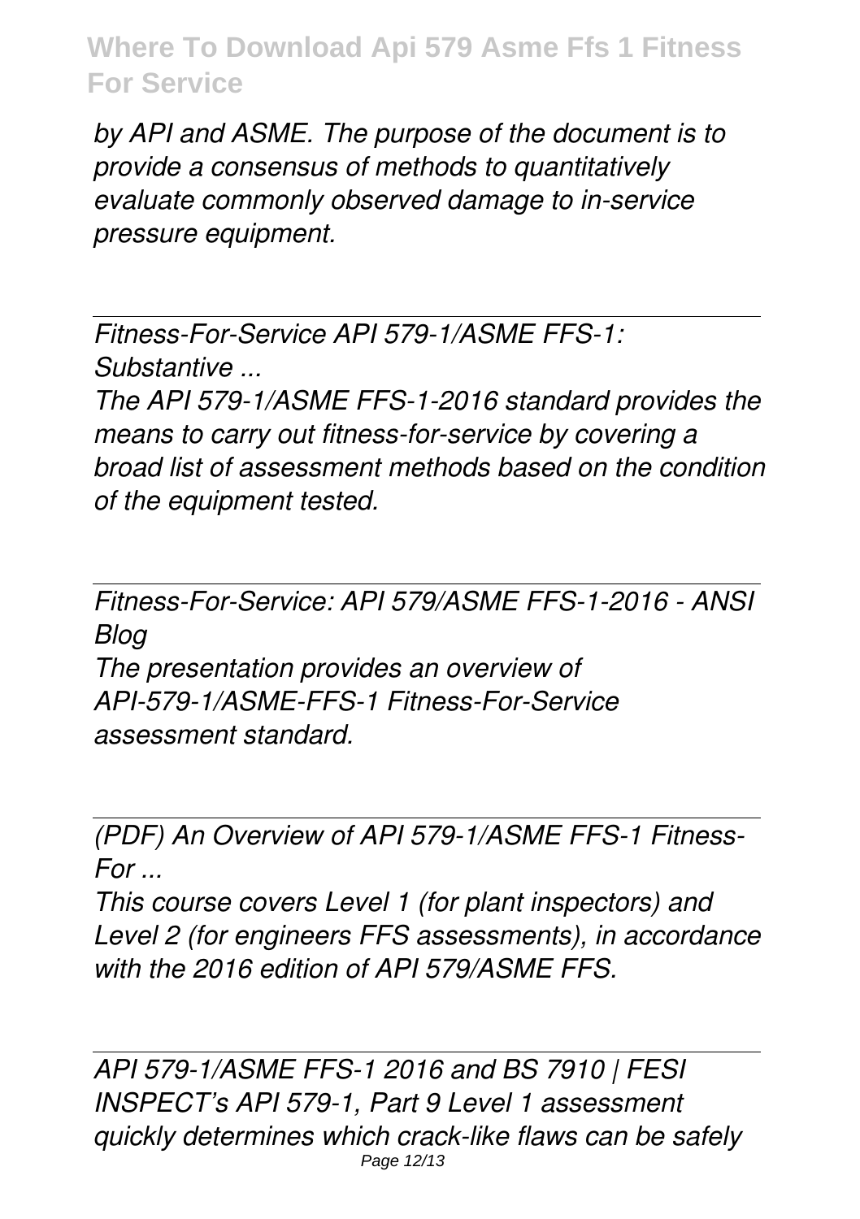*by API and ASME. The purpose of the document is to provide a consensus of methods to quantitatively evaluate commonly observed damage to in-service pressure equipment.*

*Fitness-For-Service API 579-1/ASME FFS-1: Substantive ...*

*The API 579-1/ASME FFS-1-2016 standard provides the means to carry out fitness-for-service by covering a broad list of assessment methods based on the condition of the equipment tested.*

*Fitness-For-Service: API 579/ASME FFS-1-2016 - ANSI Blog*

*The presentation provides an overview of API-579-1/ASME-FFS-1 Fitness-For-Service assessment standard.*

*(PDF) An Overview of API 579-1/ASME FFS-1 Fitness-For ...*

*This course covers Level 1 (for plant inspectors) and Level 2 (for engineers FFS assessments), in accordance with the 2016 edition of API 579/ASME FFS.*

*API 579-1/ASME FFS-1 2016 and BS 7910 | FESI*

*INSPECT's API 579-1, Part 9 Level 1 assessment quickly determines which crack-like flaws can be safely*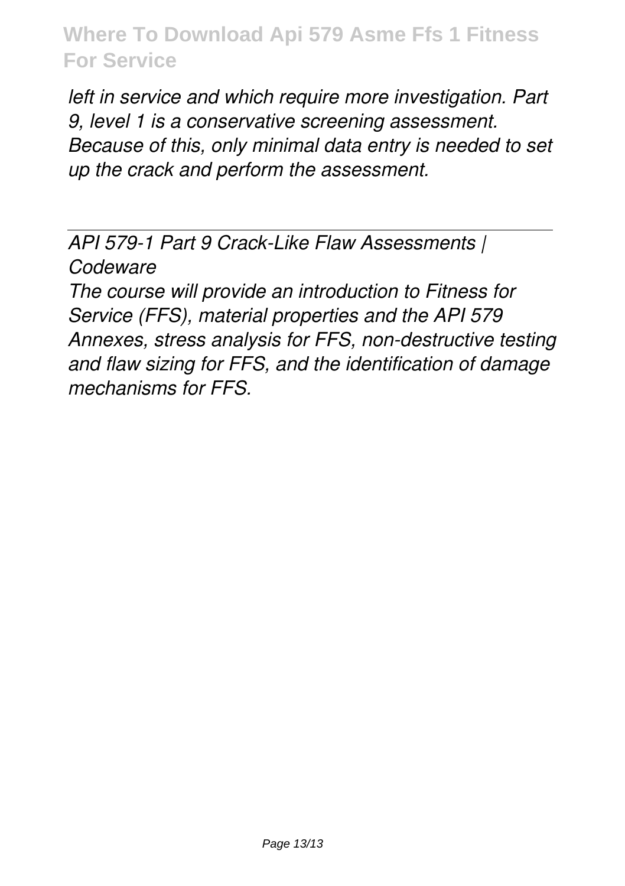*left in service and which require more investigation. Part 9, level 1 is a conservative screening assessment. Because of this, only minimal data entry is needed to set up the crack and perform the assessment.*

---

*API 579-1 Part 9 Crack-Like Flaw Assessments | Codeware*

*The course will provide an introduction to Fitness for Service (FFS), material properties and the API 579 Annexes, stress analysis for FFS, non-destructive testing and flaw sizing for FFS, and the identification of damage mechanisms for FFS.*